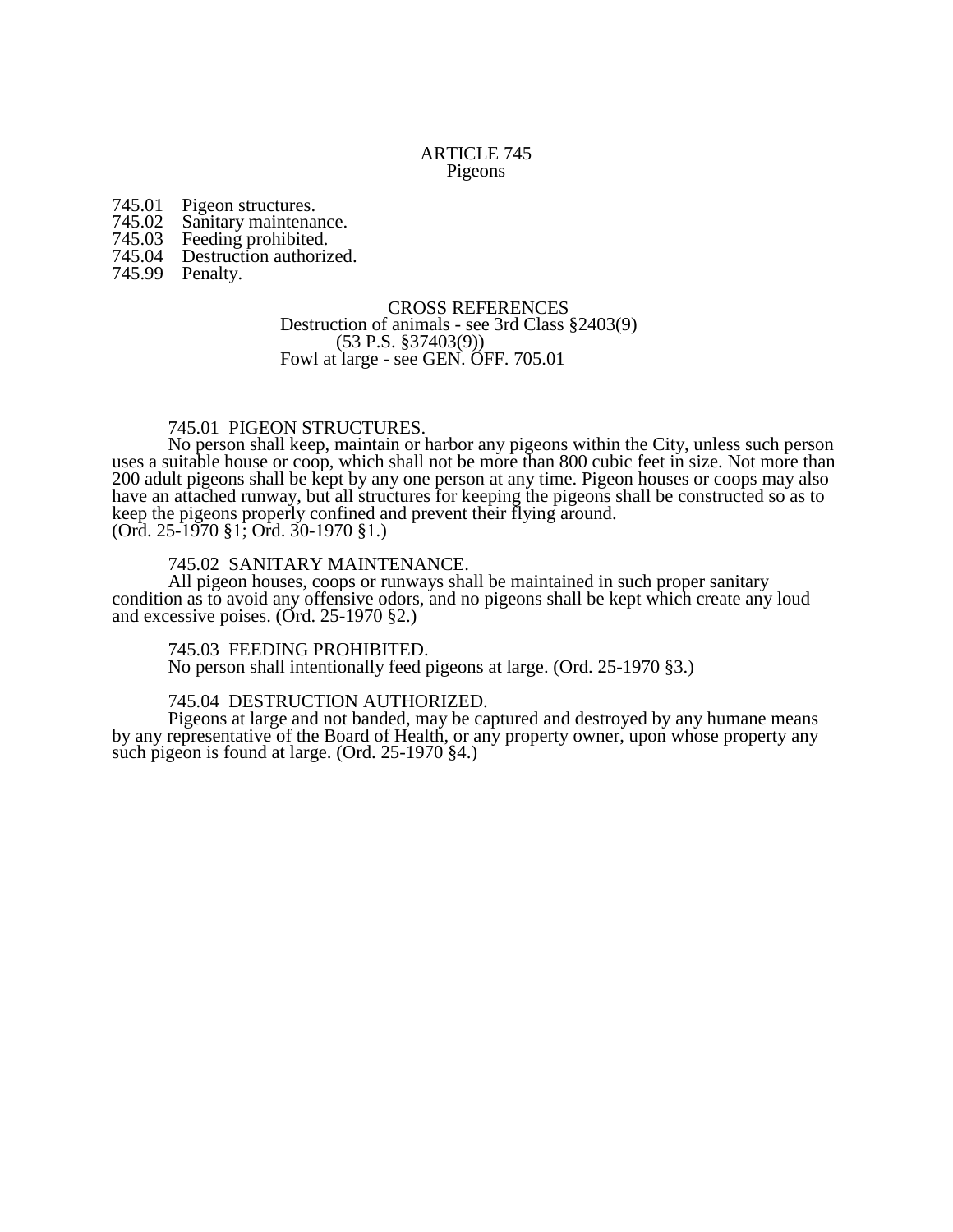# ARTICLE 745
## Pigeons

745.01 Pigeon structures.
745.02 Sanitary maintenance.
745.03 Feeding prohibited.
745.04 Destruction authorized.
745.99 Penalty.

CROSS REFERENCES
Destruction of animals - see 3rd Class §2403(9) (53 P.S. §37403(9))
Fowl at large - see GEN. OFF. 705.01

**745.01 PIGEON STRUCTURES.**

No person shall keep, maintain or harbor any pigeons within the City, unless such person uses a suitable house or coop, which shall not be more than 800 cubic feet in size. Not more than 200 adult pigeons shall be kept by any one person at any time. Pigeon houses or coops may also have an attached runway, but all structures for keeping the pigeons shall be constructed so as to keep the pigeons properly confined and prevent their flying around.
(Ord. 25-1970 §1; Ord. 30-1970 §1.)

**745.02 SANITARY MAINTENANCE.**

All pigeon houses, coops or runways shall be maintained in such proper sanitary condition as to avoid any offensive odors, and no pigeons shall be kept which create any loud and excessive poises. (Ord. 25-1970 §2.)

**745.03 FEEDING PROHIBITED.**

No person shall intentionally feed pigeons at large. (Ord. 25-1970 §3.)

**745.04 DESTRUCTION AUTHORIZED.**

Pigeons at large and not banded, may be captured and destroyed by any humane means by any representative of the Board of Health, or any property owner, upon whose property any such pigeon is found at large. (Ord. 25-1970 §4.)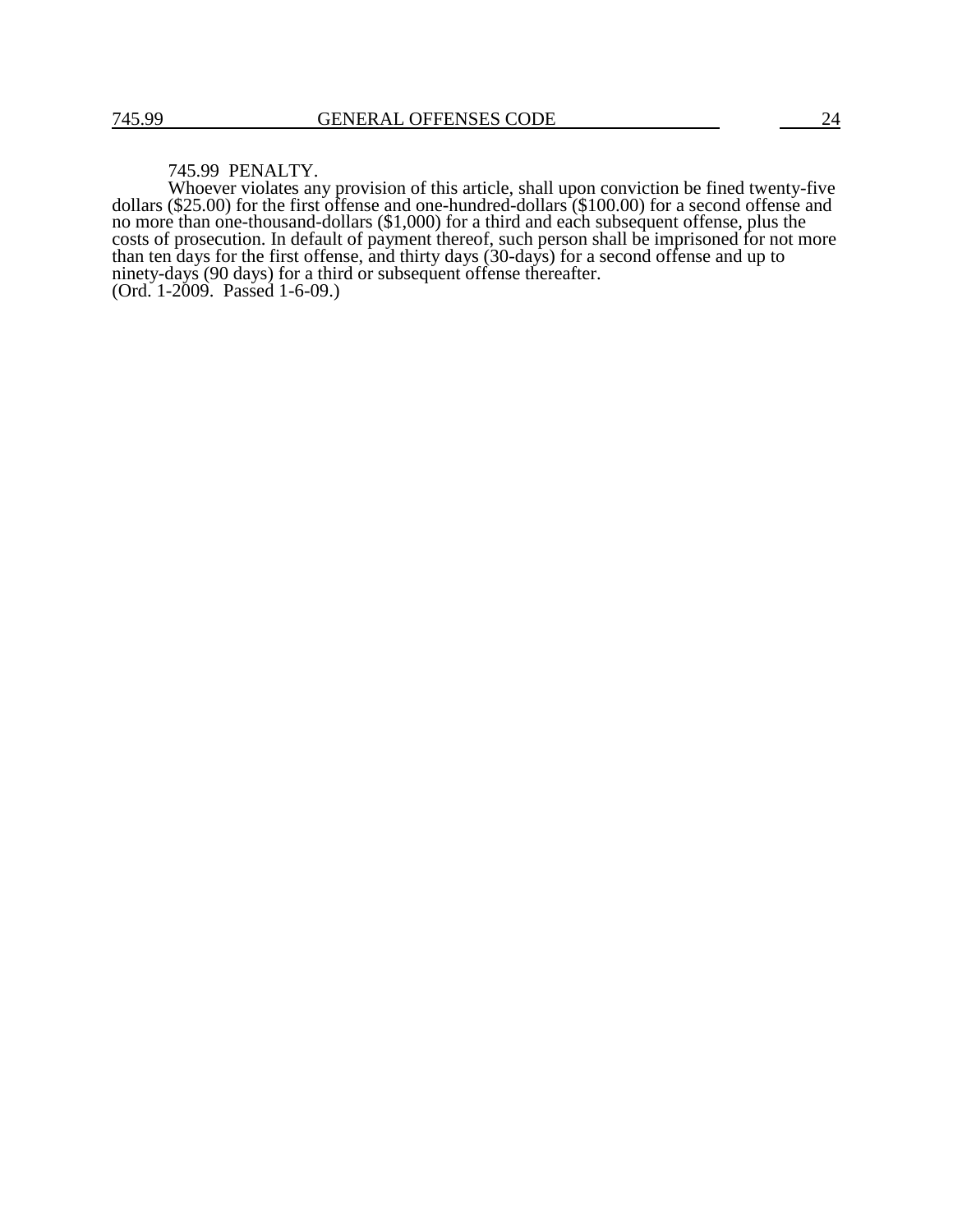745.99 PENALTY.

Whoever violates any provision of this article, shall upon conviction be fined twenty-five dollars ($25.00) for the first offense and one-hundred-dollars ($100.00) for a second offense and no more than one-thousand-dollars ($1,000) for a third and each subsequent offense, plus the costs of prosecution. In default of payment thereof, such person shall be imprisoned for not more than ten days for the first offense, and thirty days (30-days) for a second offense and up to ninety-days (90 days) for a third or subsequent offense thereafter.
(Ord. 1-2009. Passed 1-6-09.)